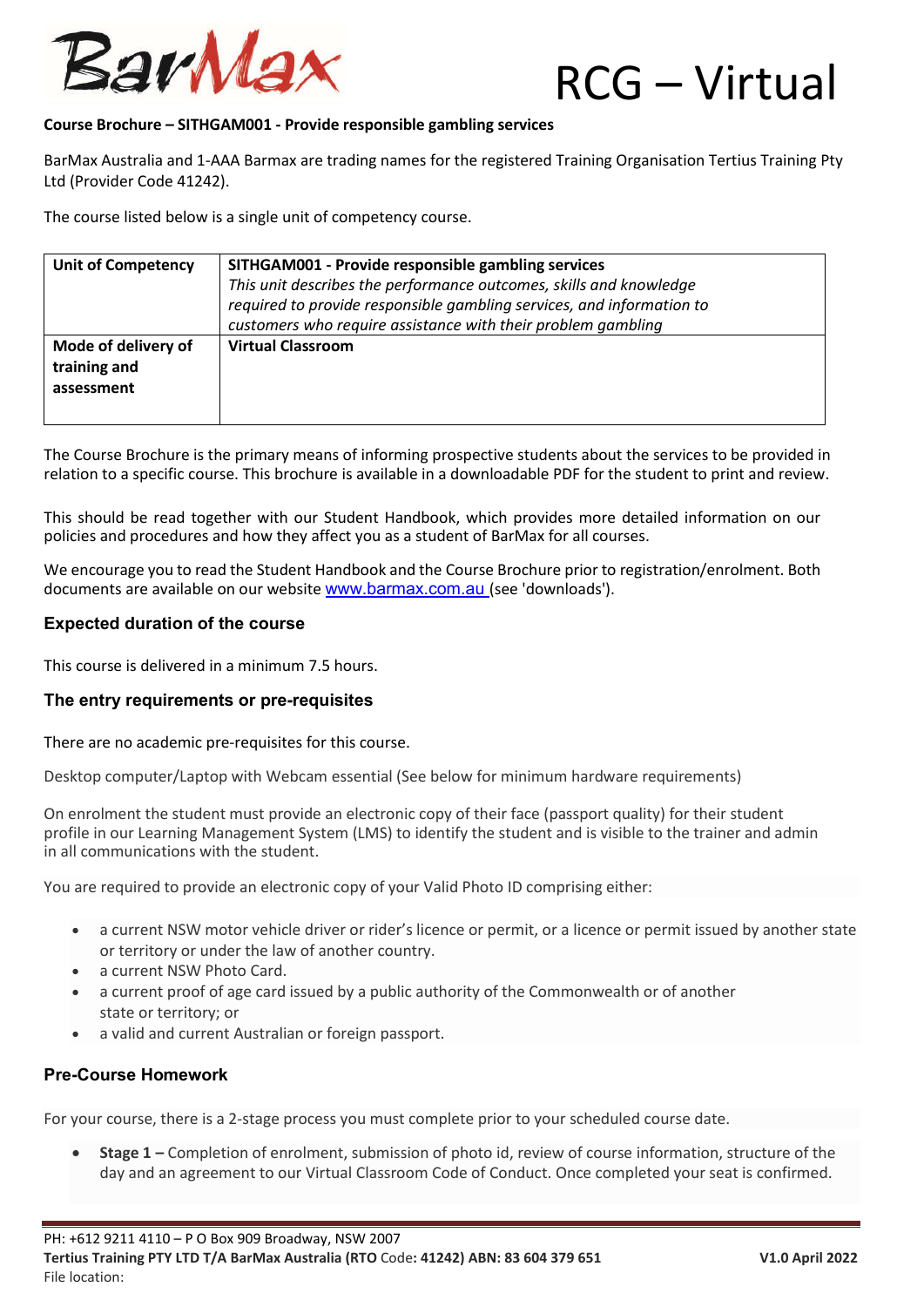# RCG – Virtual

**Course Brochure – SITHGAM001 - Provide responsible gambling services**

BarMax Australia and 1-AAA Barmax are trading names for the registered Training Organisation Tertius Training Pty Ltd (Provider Code 41242).

The course listed below is a single unit of competency course.

| | |
|---|---|
| **Unit of Competency** | **SITHGAM001 - Provide responsible gambling services** *This unit describes the performance outcomes, skills and knowledge required to provide responsible gambling services, and information to customers who require assistance with their problem gambling* |
| **Mode of delivery of training and assessment** | **Virtual Classroom** |

The Course Brochure is the primary means of informing prospective students about the services to be provided in relation to a specific course. This brochure is available in a downloadable PDF for the student to print and review.

This should be read together with our Student Handbook, which provides more detailed information on our policies and procedures and how they affect you as a student of BarMax for all courses.

We encourage you to read the Student Handbook and the Course Brochure prior to registration/enrolment. Both documents are available on our website www.barmax.com.au (see 'downloads').

## Expected duration of the course

This course is delivered in a minimum 7.5 hours.

## The entry requirements or pre-requisites

There are no academic pre-requisites for this course.

Desktop computer/Laptop with Webcam essential (See below for minimum hardware requirements)

On enrolment the student must provide an electronic copy of their face (passport quality) for their student profile in our Learning Management System (LMS) to identify the student and is visible to the trainer and admin in all communications with the student.

You are required to provide an electronic copy of your Valid Photo ID comprising either:

- a current NSW motor vehicle driver or rider's licence or permit, or a licence or permit issued by another state or territory or under the law of another country.
- a current NSW Photo Card.
- a current proof of age card issued by a public authority of the Commonwealth or of another state or territory; or
- a valid and current Australian or foreign passport.

## Pre-Course Homework

For your course, there is a 2-stage process you must complete prior to your scheduled course date.

- **Stage 1 –** Completion of enrolment, submission of photo id, review of course information, structure of the day and an agreement to our Virtual Classroom Code of Conduct. Once completed your seat is confirmed.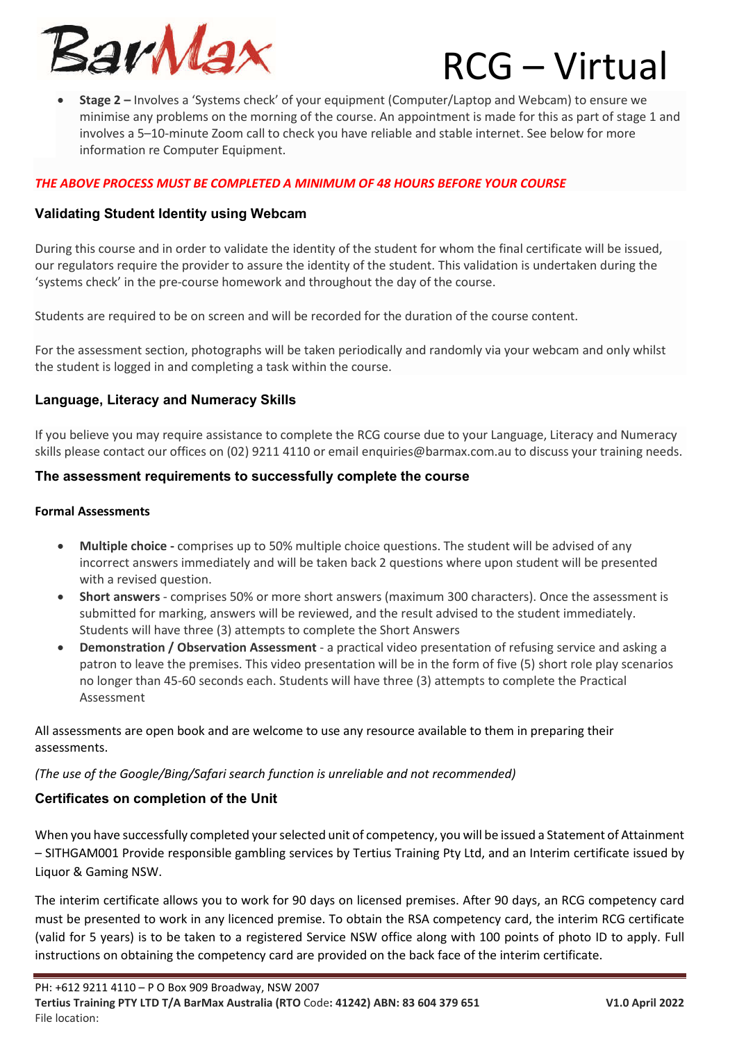- **Stage 2 –** Involves a 'Systems check' of your equipment (Computer/Laptop and Webcam) to ensure we minimise any problems on the morning of the course. An appointment is made for this as part of stage 1 and involves a 5–10-minute Zoom call to check you have reliable and stable internet. See below for more information re Computer Equipment.

***THE ABOVE PROCESS MUST BE COMPLETED A MINIMUM OF 48 HOURS BEFORE YOUR COURSE***

### Validating Student Identity using Webcam

During this course and in order to validate the identity of the student for whom the final certificate will be issued, our regulators require the provider to assure the identity of the student. This validation is undertaken during the 'systems check' in the pre-course homework and throughout the day of the course.

Students are required to be on screen and will be recorded for the duration of the course content.

For the assessment section, photographs will be taken periodically and randomly via your webcam and only whilst the student is logged in and completing a task within the course.

### Language, Literacy and Numeracy Skills

If you believe you may require assistance to complete the RCG course due to your Language, Literacy and Numeracy skills please contact our offices on (02) 9211 4110 or email enquiries@barmax.com.au to discuss your training needs.

### The assessment requirements to successfully complete the course

**Formal Assessments**

- **Multiple choice -** comprises up to 50% multiple choice questions. The student will be advised of any incorrect answers immediately and will be taken back 2 questions where upon student will be presented with a revised question.
- **Short answers** - comprises 50% or more short answers (maximum 300 characters). Once the assessment is submitted for marking, answers will be reviewed, and the result advised to the student immediately. Students will have three (3) attempts to complete the Short Answers
- **Demonstration / Observation Assessment** - a practical video presentation of refusing service and asking a patron to leave the premises. This video presentation will be in the form of five (5) short role play scenarios no longer than 45-60 seconds each. Students will have three (3) attempts to complete the Practical Assessment

All assessments are open book and are welcome to use any resource available to them in preparing their assessments.

*(The use of the Google/Bing/Safari search function is unreliable and not recommended)*

### Certificates on completion of the Unit

When you have successfully completed your selected unit of competency, you will be issued a Statement of Attainment – SITHGAM001 Provide responsible gambling services by Tertius Training Pty Ltd, and an Interim certificate issued by Liquor & Gaming NSW.

The interim certificate allows you to work for 90 days on licensed premises. After 90 days, an RCG competency card must be presented to work in any licenced premise. To obtain the RSA competency card, the interim RCG certificate (valid for 5 years) is to be taken to a registered Service NSW office along with 100 points of photo ID to apply. Full instructions on obtaining the competency card are provided on the back face of the interim certificate.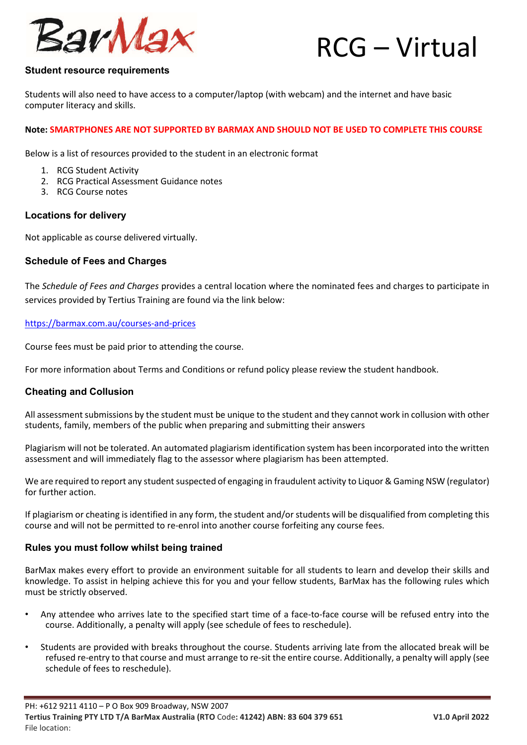### Student resource requirements

Students will also need to have access to a computer/laptop (with webcam) and the internet and have basic computer literacy and skills.

**Note: SMARTPHONES ARE NOT SUPPORTED BY BARMAX AND SHOULD NOT BE USED TO COMPLETE THIS COURSE**

Below is a list of resources provided to the student in an electronic format

1. RCG Student Activity
2. RCG Practical Assessment Guidance notes
3. RCG Course notes

### Locations for delivery

Not applicable as course delivered virtually.

### Schedule of Fees and Charges

The *Schedule of Fees and Charges* provides a central location where the nominated fees and charges to participate in services provided by Tertius Training are found via the link below:

https://barmax.com.au/courses-and-prices

Course fees must be paid prior to attending the course.

For more information about Terms and Conditions or refund policy please review the student handbook.

### Cheating and Collusion

All assessment submissions by the student must be unique to the student and they cannot work in collusion with other students, family, members of the public when preparing and submitting their answers

Plagiarism will not be tolerated. An automated plagiarism identification system has been incorporated into the written assessment and will immediately flag to the assessor where plagiarism has been attempted.

We are required to report any student suspected of engaging in fraudulent activity to Liquor & Gaming NSW (regulator) for further action.

If plagiarism or cheating is identified in any form, the student and/or students will be disqualified from completing this course and will not be permitted to re-enrol into another course forfeiting any course fees.

### Rules you must follow whilst being trained

BarMax makes every effort to provide an environment suitable for all students to learn and develop their skills and knowledge. To assist in helping achieve this for you and your fellow students, BarMax has the following rules which must be strictly observed.

- Any attendee who arrives late to the specified start time of a face-to-face course will be refused entry into the course. Additionally, a penalty will apply (see schedule of fees to reschedule).
- Students are provided with breaks throughout the course. Students arriving late from the allocated break will be refused re-entry to that course and must arrange to re-sit the entire course. Additionally, a penalty will apply (see schedule of fees to reschedule).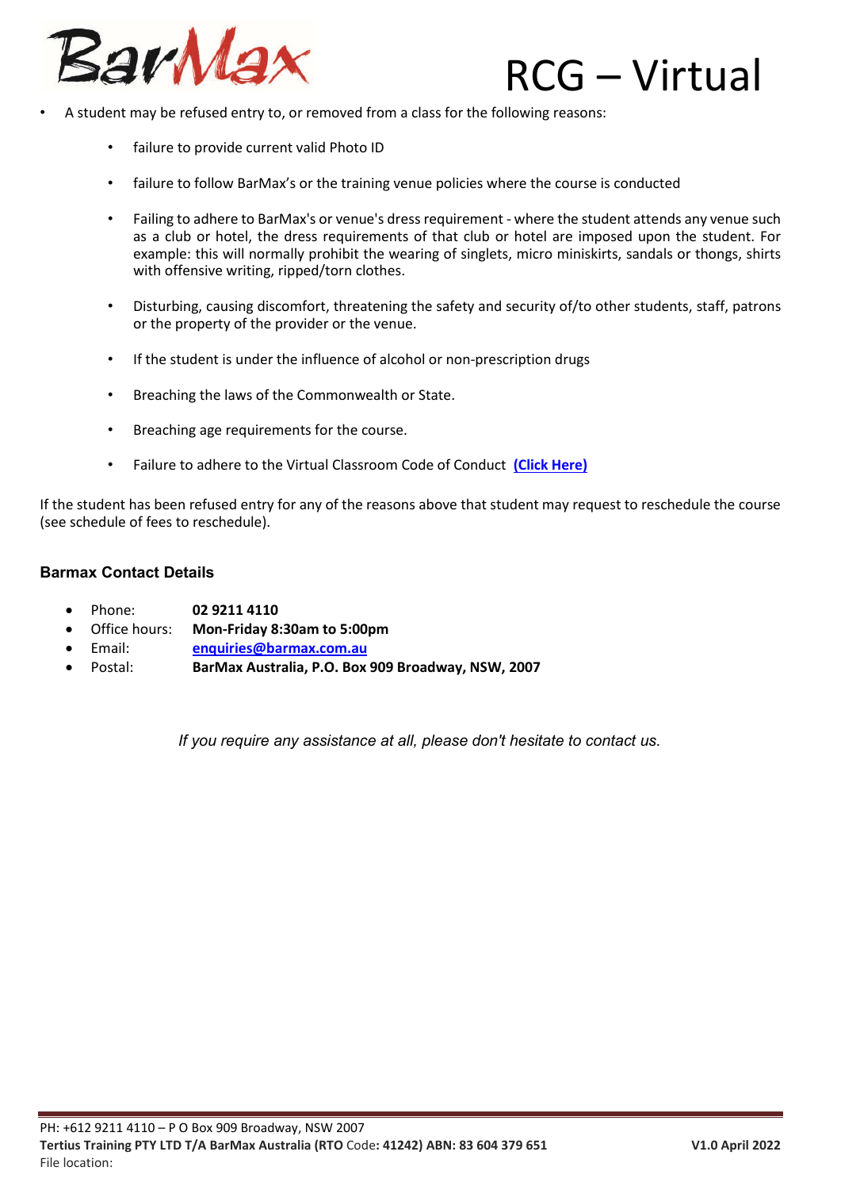- A student may be refused entry to, or removed from a class for the following reasons:
  - failure to provide current valid Photo ID
  - failure to follow BarMax's or the training venue policies where the course is conducted
  - Failing to adhere to BarMax's or venue's dress requirement - where the student attends any venue such as a club or hotel, the dress requirements of that club or hotel are imposed upon the student. For example: this will normally prohibit the wearing of singlets, micro miniskirts, sandals or thongs, shirts with offensive writing, ripped/torn clothes.
  - Disturbing, causing discomfort, threatening the safety and security of/to other students, staff, patrons or the property of the provider or the venue.
  - If the student is under the influence of alcohol or non-prescription drugs
  - Breaching the laws of the Commonwealth or State.
  - Breaching age requirements for the course.
  - Failure to adhere to the Virtual Classroom Code of Conduct **(Click Here)**

If the student has been refused entry for any of the reasons above that student may request to reschedule the course (see schedule of fees to reschedule).

### Barmax Contact Details

- Phone: **02 9211 4110**
- Office hours: **Mon-Friday 8:30am to 5:00pm**
- Email: **enquiries@barmax.com.au**
- Postal: **BarMax Australia, P.O. Box 909 Broadway, NSW, 2007**

*If you require any assistance at all, please don't hesitate to contact us.*